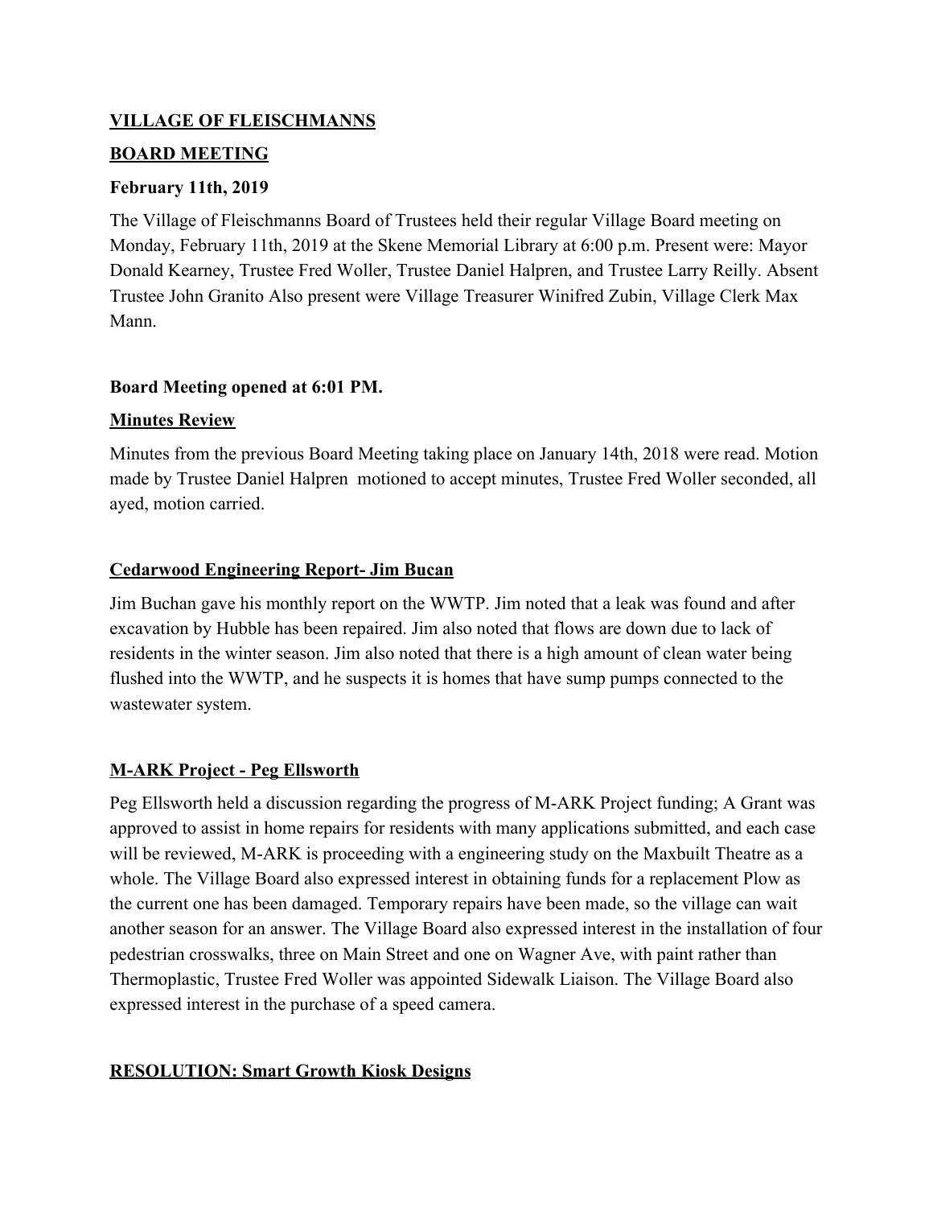**VILLAGE OF FLEISCHMANNS**

**BOARD MEETING**

**February 11th, 2019**

The Village of Fleischmanns Board of Trustees held their regular Village Board meeting on Monday, February 11th, 2019 at the Skene Memorial Library at 6:00 p.m. Present were: Mayor Donald Kearney, Trustee Fred Woller, Trustee Daniel Halpren, and Trustee Larry Reilly. Absent Trustee John Granito Also present were Village Treasurer Winifred Zubin, Village Clerk Max Mann.

**Board Meeting opened at 6:01 PM.**

**Minutes Review**

Minutes from the previous Board Meeting taking place on January 14th, 2018 were read. Motion made by Trustee Daniel Halpren motioned to accept minutes, Trustee Fred Woller seconded, all ayed, motion carried.

**Cedarwood Engineering Report- Jim Bucan**

Jim Buchan gave his monthly report on the WWTP. Jim noted that a leak was found and after excavation by Hubble has been repaired. Jim also noted that flows are down due to lack of residents in the winter season. Jim also noted that there is a high amount of clean water being flushed into the WWTP, and he suspects it is homes that have sump pumps connected to the wastewater system.

**M-ARK Project - Peg Ellsworth**

Peg Ellsworth held a discussion regarding the progress of M-ARK Project funding; A Grant was approved to assist in home repairs for residents with many applications submitted, and each case will be reviewed, M-ARK is proceeding with a engineering study on the Maxbuilt Theatre as a whole. The Village Board also expressed interest in obtaining funds for a replacement Plow as the current one has been damaged. Temporary repairs have been made, so the village can wait another season for an answer. The Village Board also expressed interest in the installation of four pedestrian crosswalks, three on Main Street and one on Wagner Ave, with paint rather than Thermoplastic, Trustee Fred Woller was appointed Sidewalk Liaison. The Village Board also expressed interest in the purchase of a speed camera.

**RESOLUTION: Smart Growth Kiosk Designs**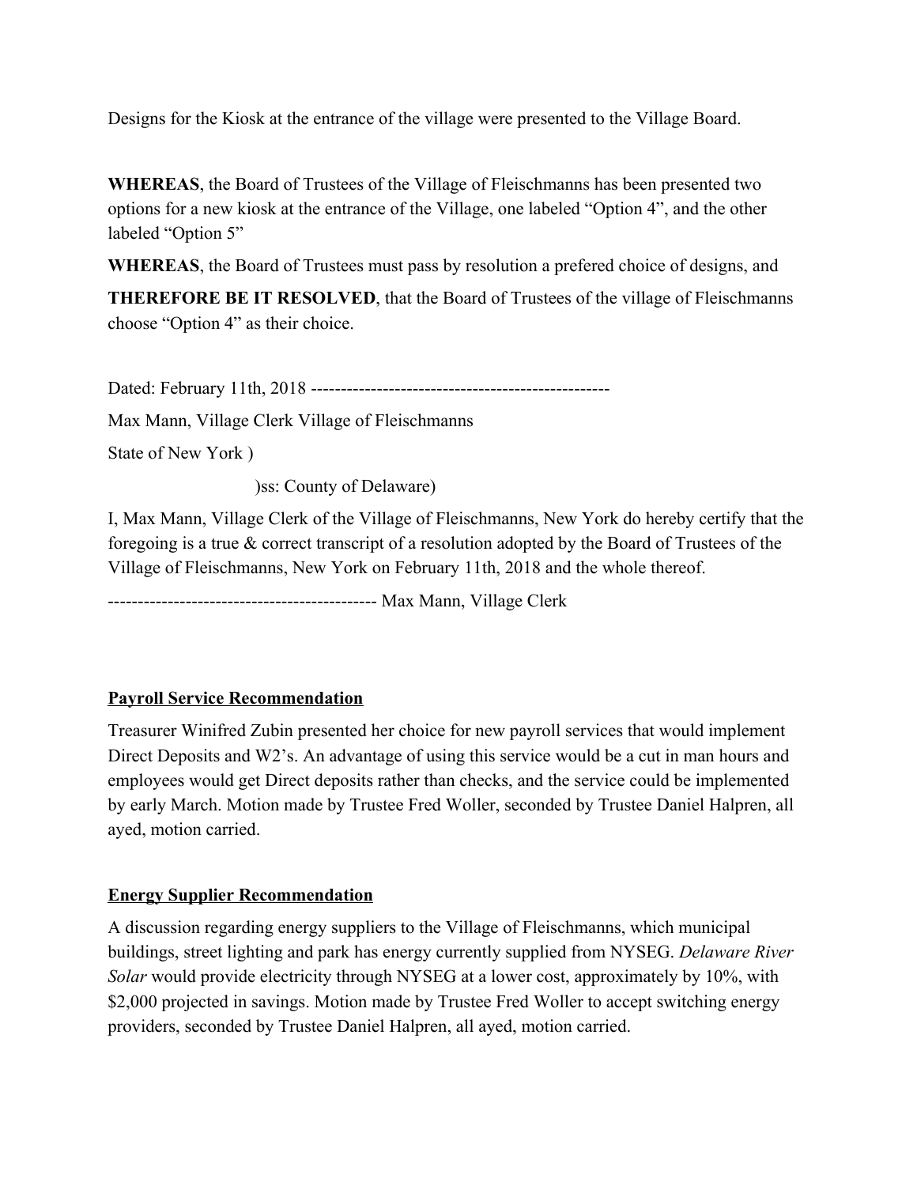Designs for the Kiosk at the entrance of the village were presented to the Village Board.

**WHEREAS**, the Board of Trustees of the Village of Fleischmanns has been presented two options for a new kiosk at the entrance of the Village, one labeled "Option 4", and the other labeled "Option 5"

**WHEREAS**, the Board of Trustees must pass by resolution a prefered choice of designs, and

**THEREFORE BE IT RESOLVED**, that the Board of Trustees of the village of Fleischmanns choose "Option 4" as their choice.

Dated: February 11th, 2018 -------------------------------------------------

Max Mann, Village Clerk Village of Fleischmanns

State of New York )

)ss: County of Delaware)

I, Max Mann, Village Clerk of the Village of Fleischmanns, New York do hereby certify that the foregoing is a true & correct transcript of a resolution adopted by the Board of Trustees of the Village of Fleischmanns, New York on February 11th, 2018 and the whole thereof.

--------------------------------------------- Max Mann, Village Clerk

**Payroll Service Recommendation**

Treasurer Winifred Zubin presented her choice for new payroll services that would implement Direct Deposits and W2's. An advantage of using this service would be a cut in man hours and employees would get Direct deposits rather than checks, and the service could be implemented by early March. Motion made by Trustee Fred Woller, seconded by Trustee Daniel Halpren, all ayed, motion carried.

**Energy Supplier Recommendation**

A discussion regarding energy suppliers to the Village of Fleischmanns, which municipal buildings, street lighting and park has energy currently supplied from NYSEG. *Delaware River Solar* would provide electricity through NYSEG at a lower cost, approximately by 10%, with $2,000 projected in savings. Motion made by Trustee Fred Woller to accept switching energy providers, seconded by Trustee Daniel Halpren, all ayed, motion carried.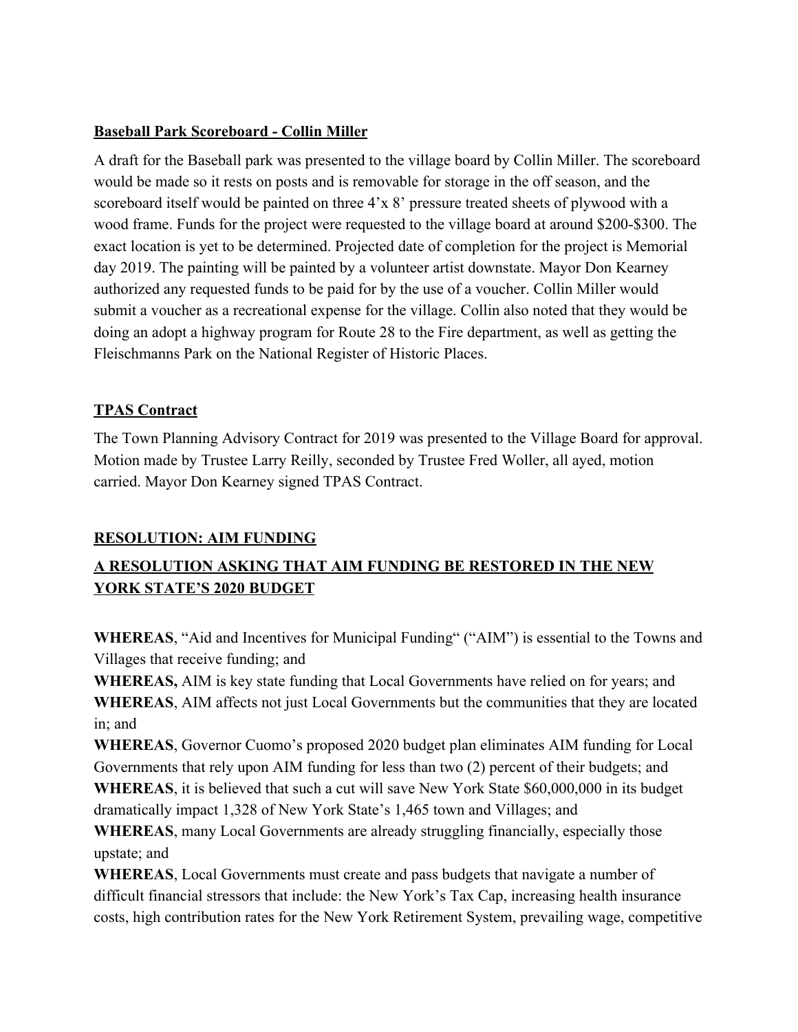**Baseball Park Scoreboard - Collin Miller**

A draft for the Baseball park was presented to the village board by Collin Miller. The scoreboard would be made so it rests on posts and is removable for storage in the off season, and the scoreboard itself would be painted on three 4'x 8' pressure treated sheets of plywood with a wood frame. Funds for the project were requested to the village board at around $200-$300. The exact location is yet to be determined. Projected date of completion for the project is Memorial day 2019. The painting will be painted by a volunteer artist downstate. Mayor Don Kearney authorized any requested funds to be paid for by the use of a voucher. Collin Miller would submit a voucher as a recreational expense for the village. Collin also noted that they would be doing an adopt a highway program for Route 28 to the Fire department, as well as getting the Fleischmanns Park on the National Register of Historic Places.

**TPAS Contract**

The Town Planning Advisory Contract for 2019 was presented to the Village Board for approval. Motion made by Trustee Larry Reilly, seconded by Trustee Fred Woller, all ayed, motion carried. Mayor Don Kearney signed TPAS Contract.

**RESOLUTION: AIM FUNDING**

**A RESOLUTION ASKING THAT AIM FUNDING BE RESTORED IN THE NEW YORK STATE'S 2020 BUDGET**

**WHEREAS**, "Aid and Incentives for Municipal Funding" ("AIM") is essential to the Towns and Villages that receive funding; and
**WHEREAS,** AIM is key state funding that Local Governments have relied on for years; and
**WHEREAS**, AIM affects not just Local Governments but the communities that they are located in; and
**WHEREAS**, Governor Cuomo's proposed 2020 budget plan eliminates AIM funding for Local Governments that rely upon AIM funding for less than two (2) percent of their budgets; and
**WHEREAS**, it is believed that such a cut will save New York State $60,000,000 in its budget dramatically impact 1,328 of New York State's 1,465 town and Villages; and
**WHEREAS**, many Local Governments are already struggling financially, especially those upstate; and
**WHEREAS**, Local Governments must create and pass budgets that navigate a number of difficult financial stressors that include: the New York's Tax Cap, increasing health insurance costs, high contribution rates for the New York Retirement System, prevailing wage, competitive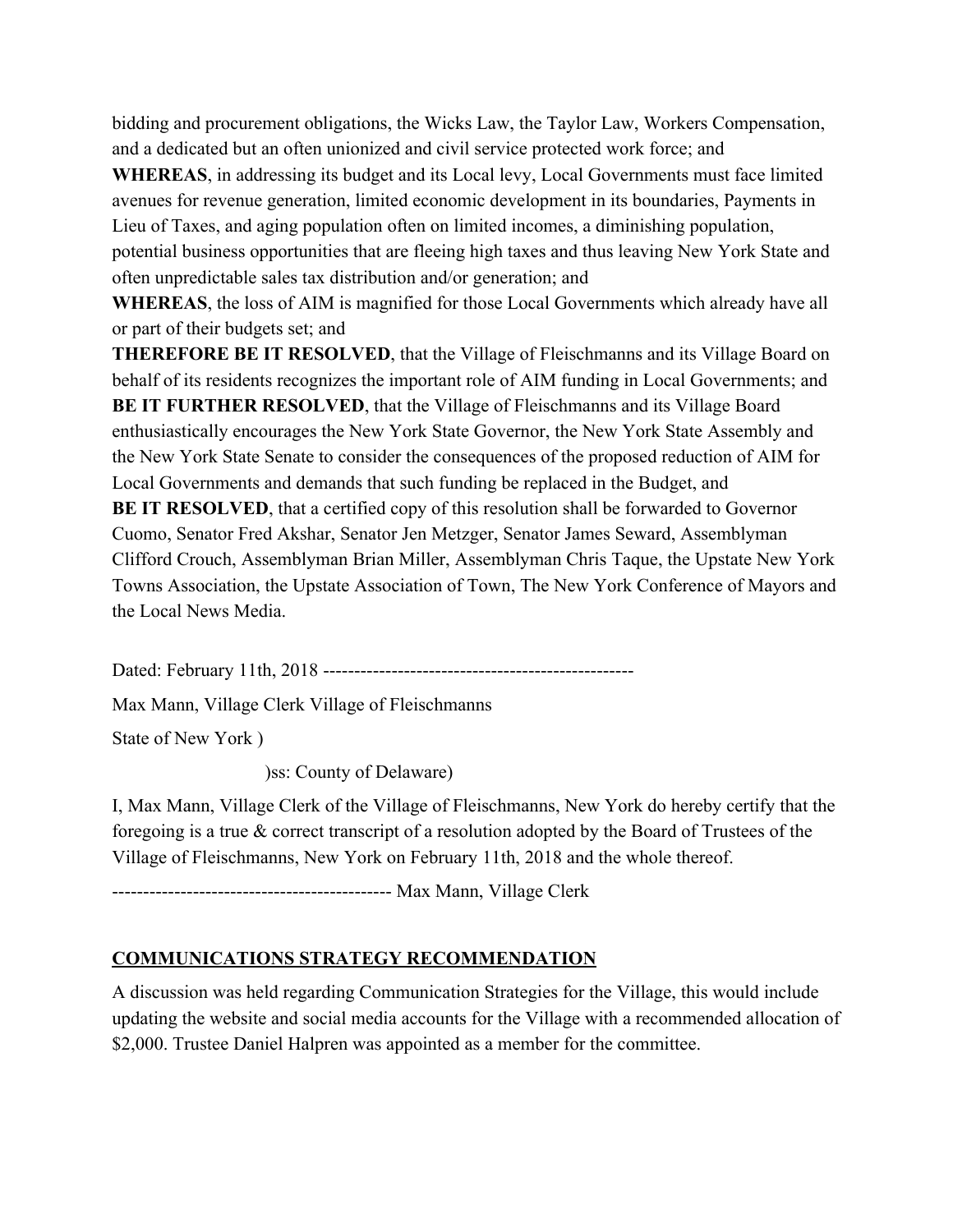bidding and procurement obligations, the Wicks Law, the Taylor Law, Workers Compensation, and a dedicated but an often unionized and civil service protected work force; and

**WHEREAS**, in addressing its budget and its Local levy, Local Governments must face limited avenues for revenue generation, limited economic development in its boundaries, Payments in Lieu of Taxes, and aging population often on limited incomes, a diminishing population, potential business opportunities that are fleeing high taxes and thus leaving New York State and often unpredictable sales tax distribution and/or generation; and

**WHEREAS**, the loss of AIM is magnified for those Local Governments which already have all or part of their budgets set; and

**THEREFORE BE IT RESOLVED**, that the Village of Fleischmanns and its Village Board on behalf of its residents recognizes the important role of AIM funding in Local Governments; and

**BE IT FURTHER RESOLVED**, that the Village of Fleischmanns and its Village Board enthusiastically encourages the New York State Governor, the New York State Assembly and the New York State Senate to consider the consequences of the proposed reduction of AIM for Local Governments and demands that such funding be replaced in the Budget, and

**BE IT RESOLVED**, that a certified copy of this resolution shall be forwarded to Governor Cuomo, Senator Fred Akshar, Senator Jen Metzger, Senator James Seward, Assemblyman Clifford Crouch, Assemblyman Brian Miller, Assemblyman Chris Taque, the Upstate New York Towns Association, the Upstate Association of Town, The New York Conference of Mayors and the Local News Media.

Dated: February 11th, 2018 --------------------------------------------------

Max Mann, Village Clerk Village of Fleischmanns

State of New York )

)ss: County of Delaware)

I, Max Mann, Village Clerk of the Village of Fleischmanns, New York do hereby certify that the foregoing is a true & correct transcript of a resolution adopted by the Board of Trustees of the Village of Fleischmanns, New York on February 11th, 2018 and the whole thereof.

--------------------------------------------- Max Mann, Village Clerk

## COMMUNICATIONS STRATEGY RECOMMENDATION

A discussion was held regarding Communication Strategies for the Village, this would include updating the website and social media accounts for the Village with a recommended allocation of $2,000. Trustee Daniel Halpren was appointed as a member for the committee.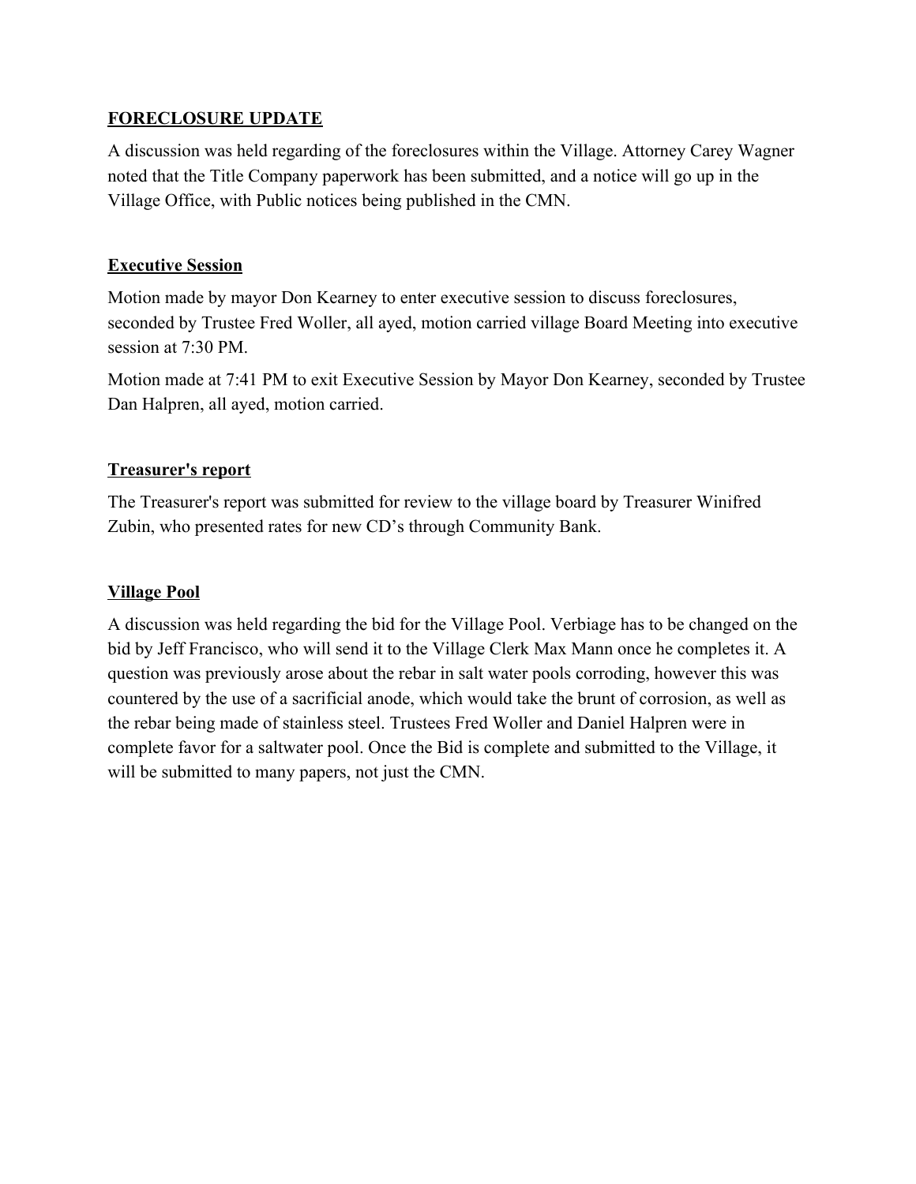## FORECLOSURE UPDATE

A discussion was held regarding of the foreclosures within the Village. Attorney Carey Wagner noted that the Title Company paperwork has been submitted, and a notice will go up in the Village Office, with Public notices being published in the CMN.

## Executive Session

Motion made by mayor Don Kearney to enter executive session to discuss foreclosures, seconded by Trustee Fred Woller, all ayed, motion carried village Board Meeting into executive session at 7:30 PM.

Motion made at 7:41 PM to exit Executive Session by Mayor Don Kearney, seconded by Trustee Dan Halpren, all ayed, motion carried.

## Treasurer's report

The Treasurer's report was submitted for review to the village board by Treasurer Winifred Zubin, who presented rates for new CD's through Community Bank.

## Village Pool

A discussion was held regarding the bid for the Village Pool. Verbiage has to be changed on the bid by Jeff Francisco, who will send it to the Village Clerk Max Mann once he completes it. A question was previously arose about the rebar in salt water pools corroding, however this was countered by the use of a sacrificial anode, which would take the brunt of corrosion, as well as the rebar being made of stainless steel. Trustees Fred Woller and Daniel Halpren were in complete favor for a saltwater pool. Once the Bid is complete and submitted to the Village, it will be submitted to many papers, not just the CMN.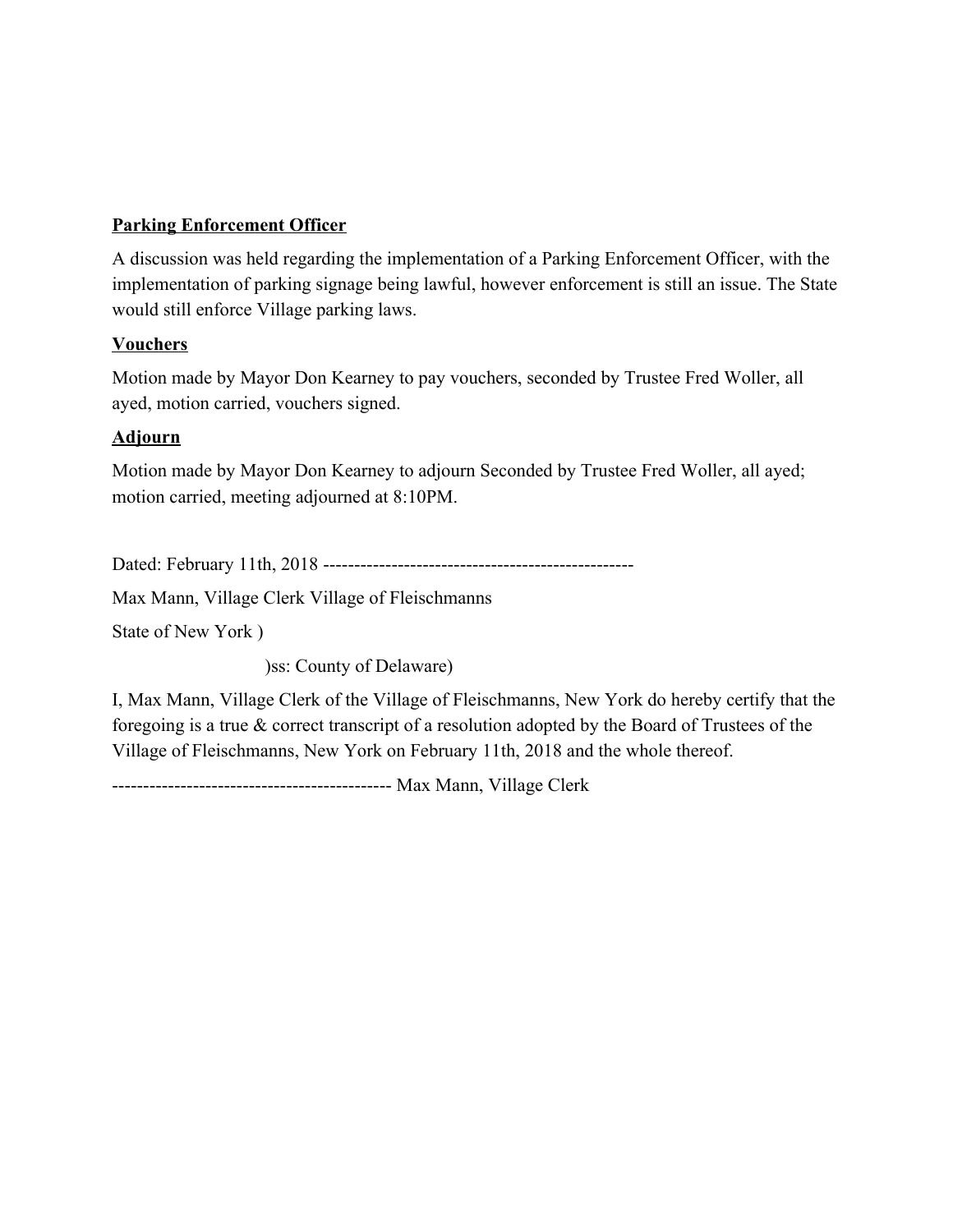**Parking Enforcement Officer**

A discussion was held regarding the implementation of a Parking Enforcement Officer, with the implementation of parking signage being lawful, however enforcement is still an issue. The State would still enforce Village parking laws.

**Vouchers**

Motion made by Mayor Don Kearney to pay vouchers, seconded by Trustee Fred Woller, all ayed, motion carried, vouchers signed.

**Adjourn**

Motion made by Mayor Don Kearney to adjourn Seconded by Trustee Fred Woller, all ayed; motion carried, meeting adjourned at 8:10PM.

Dated: February 11th, 2018 --------------------------------------------------

Max Mann, Village Clerk Village of Fleischmanns

State of New York )

)ss: County of Delaware)

I, Max Mann, Village Clerk of the Village of Fleischmanns, New York do hereby certify that the foregoing is a true & correct transcript of a resolution adopted by the Board of Trustees of the Village of Fleischmanns, New York on February 11th, 2018 and the whole thereof.

--------------------------------------------- Max Mann, Village Clerk